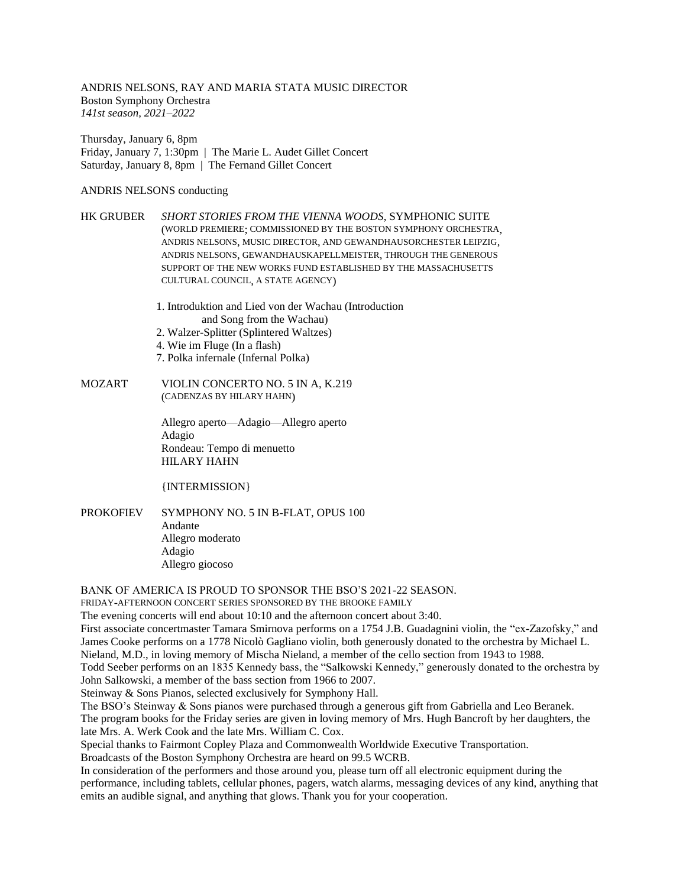ANDRIS NELSONS, RAY AND MARIA STATA MUSIC DIRECTOR
Boston Symphony Orchestra
*141st season, 2021–2022*

Thursday, January 6, 8pm
Friday, January 7, 1:30pm | The Marie L. Audet Gillet Concert
Saturday, January 8, 8pm | The Fernand Gillet Concert

ANDRIS NELSONS conducting

HK GRUBER *SHORT STORIES FROM THE VIENNA WOODS*, SYMPHONIC SUITE
(WORLD PREMIERE; COMMISSIONED BY THE BOSTON SYMPHONY ORCHESTRA, ANDRIS NELSONS, MUSIC DIRECTOR, AND GEWANDHAUSORCHESTER LEIPZIG, ANDRIS NELSONS, GEWANDHAUSKAPELLMEISTER, THROUGH THE GENEROUS SUPPORT OF THE NEW WORKS FUND ESTABLISHED BY THE MASSACHUSETTS CULTURAL COUNCIL, A STATE AGENCY)

1. Introduktion and Lied von der Wachau (Introduction and Song from the Wachau)
2. Walzer-Splitter (Splintered Waltzes)
4. Wie im Fluge (In a flash)
7. Polka infernale (Infernal Polka)

MOZART VIOLIN CONCERTO NO. 5 IN A, K.219
(CADENZAS BY HILARY HAHN)

Allegro aperto—Adagio—Allegro aperto
Adagio
Rondeau: Tempo di menuetto
HILARY HAHN

{INTERMISSION}

PROKOFIEV SYMPHONY NO. 5 IN B-FLAT, OPUS 100
Andante
Allegro moderato
Adagio
Allegro giocoso

BANK OF AMERICA IS PROUD TO SPONSOR THE BSO'S 2021-22 SEASON.
FRIDAY-AFTERNOON CONCERT SERIES SPONSORED BY THE BROOKE FAMILY
The evening concerts will end about 10:10 and the afternoon concert about 3:40.
First associate concertmaster Tamara Smirnova performs on a 1754 J.B. Guadagnini violin, the "ex-Zazofsky," and James Cooke performs on a 1778 Nicolò Gagliano violin, both generously donated to the orchestra by Michael L. Nieland, M.D., in loving memory of Mischa Nieland, a member of the cello section from 1943 to 1988.
Todd Seeber performs on an 1835 Kennedy bass, the "Salkowski Kennedy," generously donated to the orchestra by John Salkowski, a member of the bass section from 1966 to 2007.
Steinway & Sons Pianos, selected exclusively for Symphony Hall.
The BSO's Steinway & Sons pianos were purchased through a generous gift from Gabriella and Leo Beranek.
The program books for the Friday series are given in loving memory of Mrs. Hugh Bancroft by her daughters, the late Mrs. A. Werk Cook and the late Mrs. William C. Cox.
Special thanks to Fairmont Copley Plaza and Commonwealth Worldwide Executive Transportation.
Broadcasts of the Boston Symphony Orchestra are heard on 99.5 WCRB.
In consideration of the performers and those around you, please turn off all electronic equipment during the performance, including tablets, cellular phones, pagers, watch alarms, messaging devices of any kind, anything that emits an audible signal, and anything that glows. Thank you for your cooperation.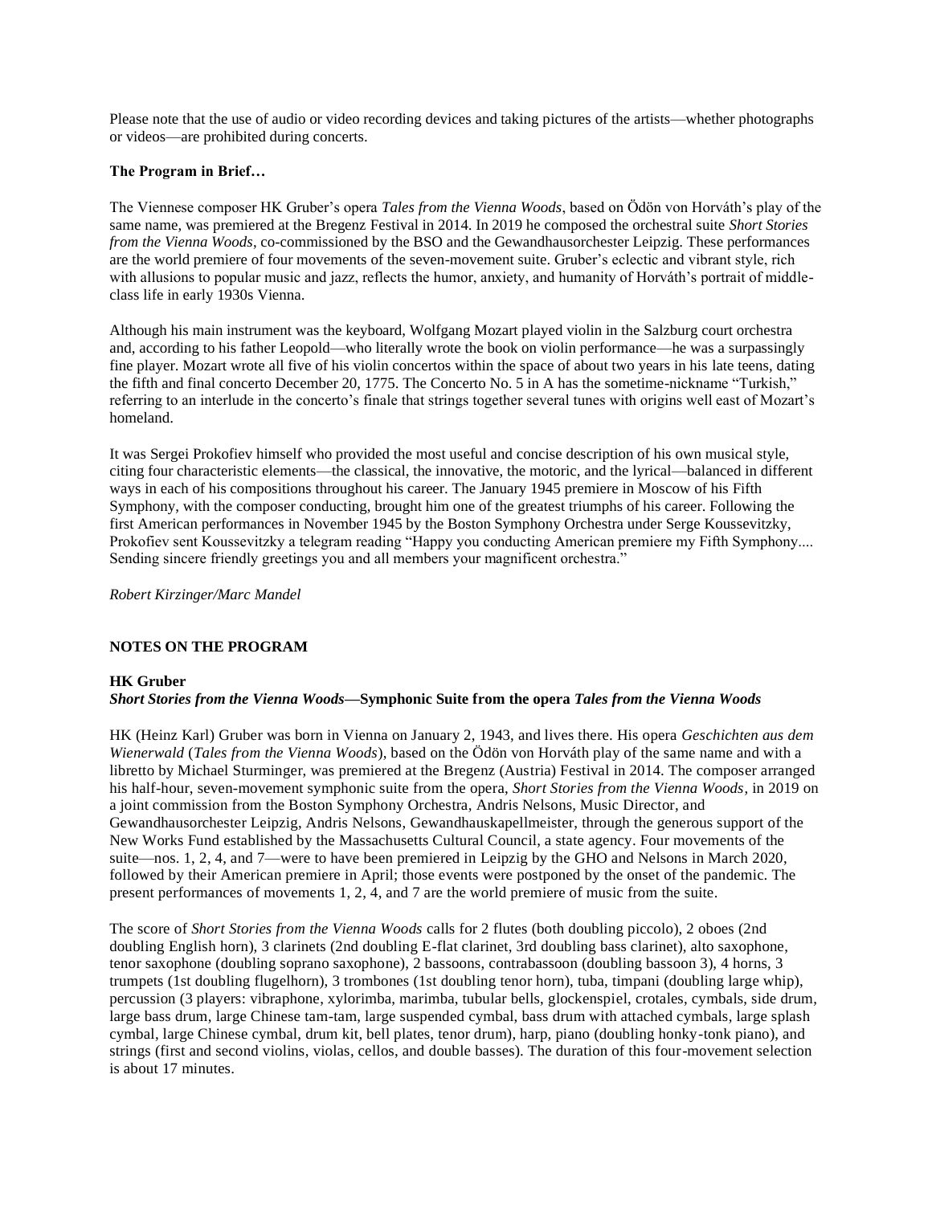Please note that the use of audio or video recording devices and taking pictures of the artists—whether photographs or videos—are prohibited during concerts.

**The Program in Brief…**

The Viennese composer HK Gruber's opera *Tales from the Vienna Woods*, based on Ödön von Horváth's play of the same name, was premiered at the Bregenz Festival in 2014. In 2019 he composed the orchestral suite *Short Stories from the Vienna Woods*, co-commissioned by the BSO and the Gewandhausorchester Leipzig. These performances are the world premiere of four movements of the seven-movement suite. Gruber's eclectic and vibrant style, rich with allusions to popular music and jazz, reflects the humor, anxiety, and humanity of Horváth's portrait of middle-class life in early 1930s Vienna.

Although his main instrument was the keyboard, Wolfgang Mozart played violin in the Salzburg court orchestra and, according to his father Leopold—who literally wrote the book on violin performance—he was a surpassingly fine player. Mozart wrote all five of his violin concertos within the space of about two years in his late teens, dating the fifth and final concerto December 20, 1775. The Concerto No. 5 in A has the sometime-nickname "Turkish," referring to an interlude in the concerto's finale that strings together several tunes with origins well east of Mozart's homeland.

It was Sergei Prokofiev himself who provided the most useful and concise description of his own musical style, citing four characteristic elements—the classical, the innovative, the motoric, and the lyrical—balanced in different ways in each of his compositions throughout his career. The January 1945 premiere in Moscow of his Fifth Symphony, with the composer conducting, brought him one of the greatest triumphs of his career. Following the first American performances in November 1945 by the Boston Symphony Orchestra under Serge Koussevitzky, Prokofiev sent Koussevitzky a telegram reading "Happy you conducting American premiere my Fifth Symphony.... Sending sincere friendly greetings you and all members your magnificent orchestra."

*Robert Kirzinger/Marc Mandel*

## NOTES ON THE PROGRAM

### HK Gruber
### *Short Stories from the Vienna Woods*—Symphonic Suite from the opera *Tales from the Vienna Woods*

HK (Heinz Karl) Gruber was born in Vienna on January 2, 1943, and lives there. His opera *Geschichten aus dem Wienerwald* (*Tales from the Vienna Woods*), based on the Ödön von Horváth play of the same name and with a libretto by Michael Sturminger, was premiered at the Bregenz (Austria) Festival in 2014. The composer arranged his half-hour, seven-movement symphonic suite from the opera, *Short Stories from the Vienna Woods*, in 2019 on a joint commission from the Boston Symphony Orchestra, Andris Nelsons, Music Director, and Gewandhausorchester Leipzig, Andris Nelsons, Gewandhauskapellmeister, through the generous support of the New Works Fund established by the Massachusetts Cultural Council, a state agency. Four movements of the suite—nos. 1, 2, 4, and 7—were to have been premiered in Leipzig by the GHO and Nelsons in March 2020, followed by their American premiere in April; those events were postponed by the onset of the pandemic. The present performances of movements 1, 2, 4, and 7 are the world premiere of music from the suite.

The score of *Short Stories from the Vienna Woods* calls for 2 flutes (both doubling piccolo), 2 oboes (2nd doubling English horn), 3 clarinets (2nd doubling E-flat clarinet, 3rd doubling bass clarinet), alto saxophone, tenor saxophone (doubling soprano saxophone), 2 bassoons, contrabassoon (doubling bassoon 3), 4 horns, 3 trumpets (1st doubling flugelhorn), 3 trombones (1st doubling tenor horn), tuba, timpani (doubling large whip), percussion (3 players: vibraphone, xylorimba, marimba, tubular bells, glockenspiel, crotales, cymbals, side drum, large bass drum, large Chinese tam-tam, large suspended cymbal, bass drum with attached cymbals, large splash cymbal, large Chinese cymbal, drum kit, bell plates, tenor drum), harp, piano (doubling honky-tonk piano), and strings (first and second violins, violas, cellos, and double basses). The duration of this four-movement selection is about 17 minutes.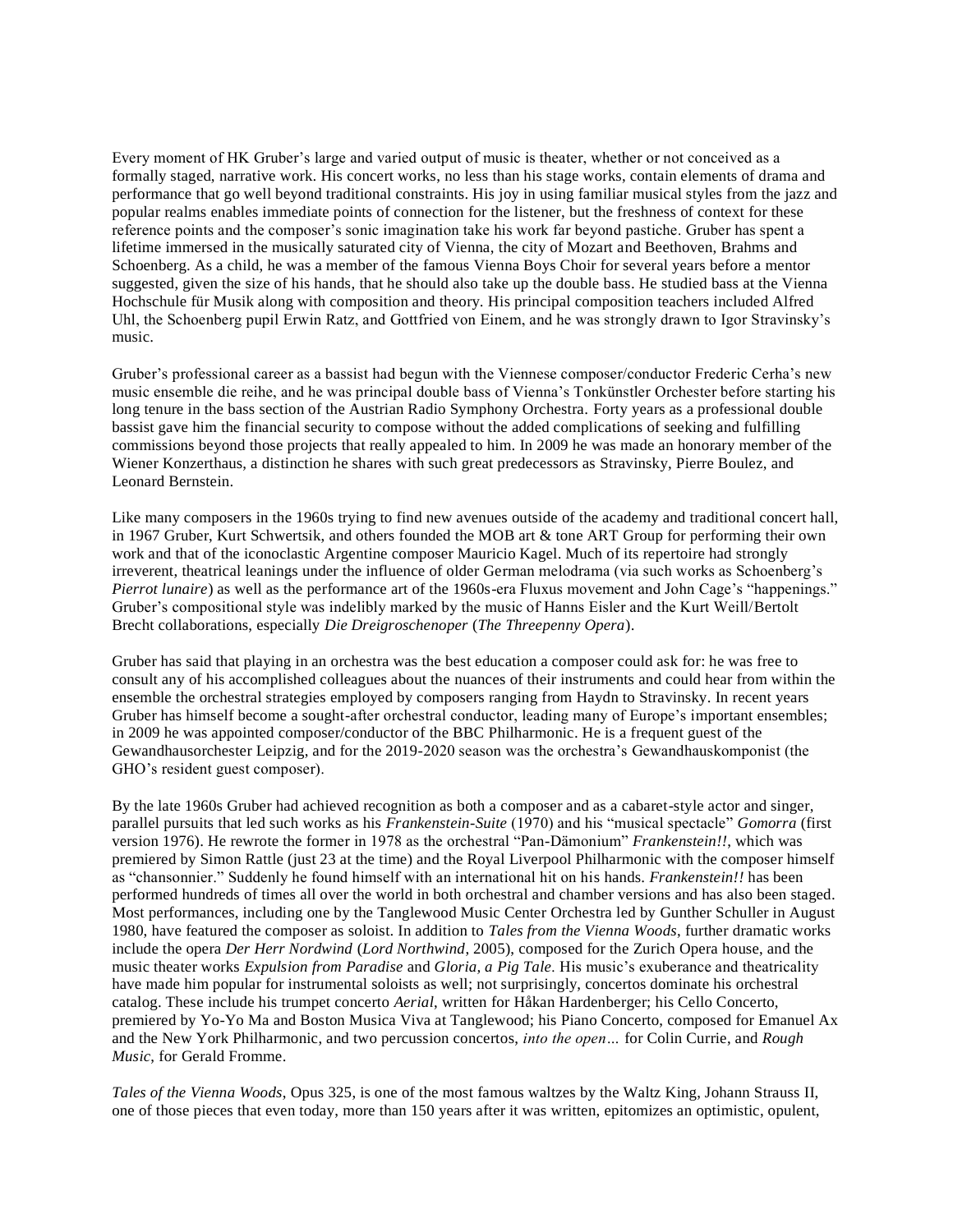Every moment of HK Gruber's large and varied output of music is theater, whether or not conceived as a formally staged, narrative work. His concert works, no less than his stage works, contain elements of drama and performance that go well beyond traditional constraints. His joy in using familiar musical styles from the jazz and popular realms enables immediate points of connection for the listener, but the freshness of context for these reference points and the composer's sonic imagination take his work far beyond pastiche. Gruber has spent a lifetime immersed in the musically saturated city of Vienna, the city of Mozart and Beethoven, Brahms and Schoenberg. As a child, he was a member of the famous Vienna Boys Choir for several years before a mentor suggested, given the size of his hands, that he should also take up the double bass. He studied bass at the Vienna Hochschule für Musik along with composition and theory. His principal composition teachers included Alfred Uhl, the Schoenberg pupil Erwin Ratz, and Gottfried von Einem, and he was strongly drawn to Igor Stravinsky's music.

Gruber's professional career as a bassist had begun with the Viennese composer/conductor Frederic Cerha's new music ensemble die reihe, and he was principal double bass of Vienna's Tonkünstler Orchester before starting his long tenure in the bass section of the Austrian Radio Symphony Orchestra. Forty years as a professional double bassist gave him the financial security to compose without the added complications of seeking and fulfilling commissions beyond those projects that really appealed to him. In 2009 he was made an honorary member of the Wiener Konzerthaus, a distinction he shares with such great predecessors as Stravinsky, Pierre Boulez, and Leonard Bernstein.

Like many composers in the 1960s trying to find new avenues outside of the academy and traditional concert hall, in 1967 Gruber, Kurt Schwertsik, and others founded the MOB art & tone ART Group for performing their own work and that of the iconoclastic Argentine composer Mauricio Kagel. Much of its repertoire had strongly irreverent, theatrical leanings under the influence of older German melodrama (via such works as Schoenberg's *Pierrot lunaire*) as well as the performance art of the 1960s-era Fluxus movement and John Cage's "happenings." Gruber's compositional style was indelibly marked by the music of Hanns Eisler and the Kurt Weill/Bertolt Brecht collaborations, especially *Die Dreigroschenoper* (*The Threepenny Opera*).

Gruber has said that playing in an orchestra was the best education a composer could ask for: he was free to consult any of his accomplished colleagues about the nuances of their instruments and could hear from within the ensemble the orchestral strategies employed by composers ranging from Haydn to Stravinsky. In recent years Gruber has himself become a sought-after orchestral conductor, leading many of Europe's important ensembles; in 2009 he was appointed composer/conductor of the BBC Philharmonic. He is a frequent guest of the Gewandhausorchester Leipzig, and for the 2019-2020 season was the orchestra's Gewandhauskomponist (the GHO's resident guest composer).

By the late 1960s Gruber had achieved recognition as both a composer and as a cabaret-style actor and singer, parallel pursuits that led such works as his *Frankenstein-Suite* (1970) and his "musical spectacle" *Gomorra* (first version 1976). He rewrote the former in 1978 as the orchestral "Pan-Dämonium" *Frankenstein!!*, which was premiered by Simon Rattle (just 23 at the time) and the Royal Liverpool Philharmonic with the composer himself as "chansonnier." Suddenly he found himself with an international hit on his hands. *Frankenstein!!* has been performed hundreds of times all over the world in both orchestral and chamber versions and has also been staged. Most performances, including one by the Tanglewood Music Center Orchestra led by Gunther Schuller in August 1980, have featured the composer as soloist. In addition to *Tales from the Vienna Woods*, further dramatic works include the opera *Der Herr Nordwind* (*Lord Northwind*, 2005), composed for the Zurich Opera house, and the music theater works *Expulsion from Paradise* and *Gloria, a Pig Tale*. His music's exuberance and theatricality have made him popular for instrumental soloists as well; not surprisingly, concertos dominate his orchestral catalog. These include his trumpet concerto *Aerial*, written for Håkan Hardenberger; his Cello Concerto, premiered by Yo-Yo Ma and Boston Musica Viva at Tanglewood; his Piano Concerto, composed for Emanuel Ax and the New York Philharmonic, and two percussion concertos, *into the open…* for Colin Currie, and *Rough Music*, for Gerald Fromme.

*Tales of the Vienna Woods*, Opus 325, is one of the most famous waltzes by the Waltz King, Johann Strauss II, one of those pieces that even today, more than 150 years after it was written, epitomizes an optimistic, opulent,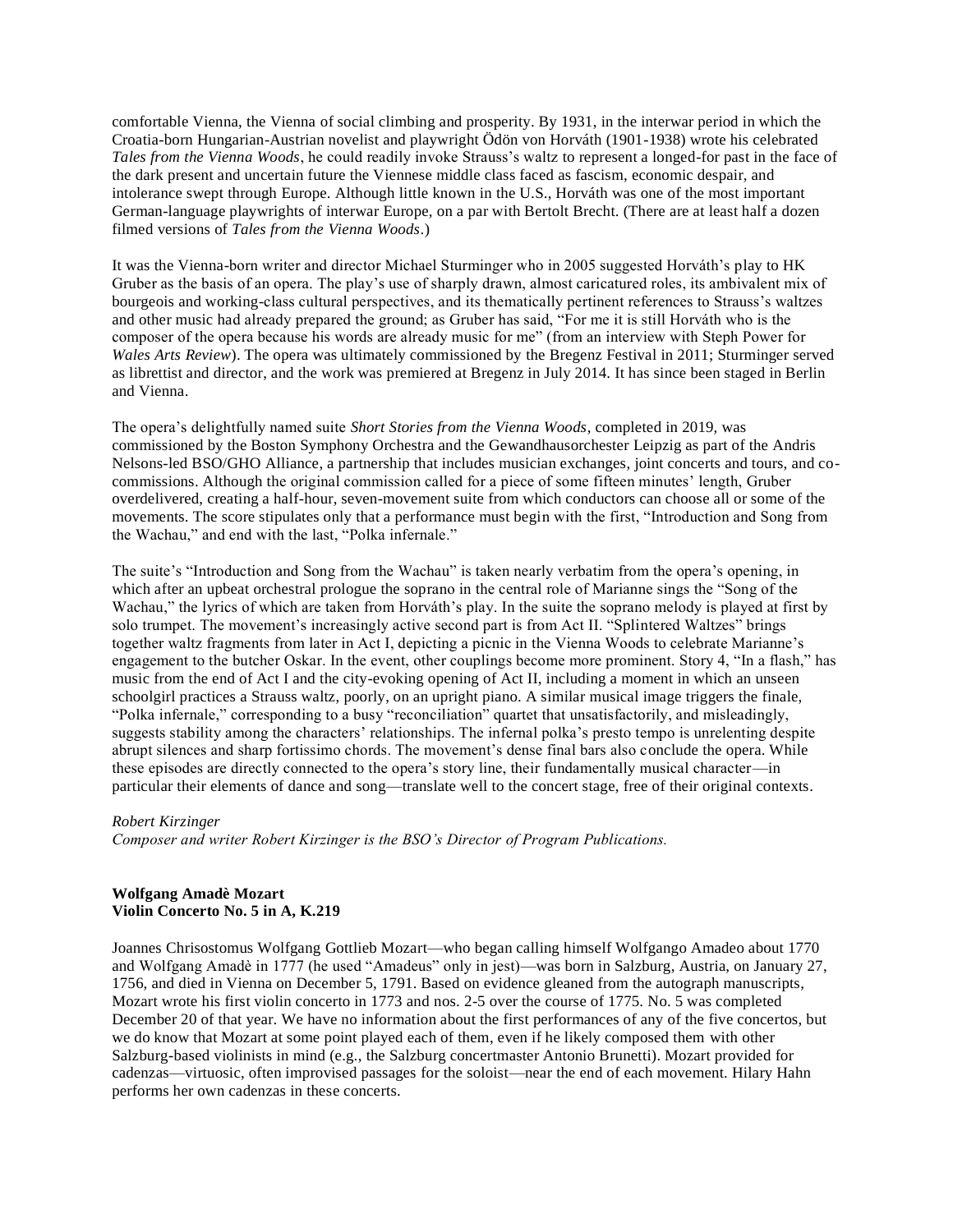comfortable Vienna, the Vienna of social climbing and prosperity. By 1931, in the interwar period in which the Croatia-born Hungarian-Austrian novelist and playwright Ödön von Horváth (1901-1938) wrote his celebrated *Tales from the Vienna Woods*, he could readily invoke Strauss's waltz to represent a longed-for past in the face of the dark present and uncertain future the Viennese middle class faced as fascism, economic despair, and intolerance swept through Europe. Although little known in the U.S., Horváth was one of the most important German-language playwrights of interwar Europe, on a par with Bertolt Brecht. (There are at least half a dozen filmed versions of *Tales from the Vienna Woods*.)

It was the Vienna-born writer and director Michael Sturminger who in 2005 suggested Horváth's play to HK Gruber as the basis of an opera. The play's use of sharply drawn, almost caricatured roles, its ambivalent mix of bourgeois and working-class cultural perspectives, and its thematically pertinent references to Strauss's waltzes and other music had already prepared the ground; as Gruber has said, "For me it is still Horváth who is the composer of the opera because his words are already music for me" (from an interview with Steph Power for *Wales Arts Review*). The opera was ultimately commissioned by the Bregenz Festival in 2011; Sturminger served as librettist and director, and the work was premiered at Bregenz in July 2014. It has since been staged in Berlin and Vienna.

The opera's delightfully named suite *Short Stories from the Vienna Woods*, completed in 2019, was commissioned by the Boston Symphony Orchestra and the Gewandhausorchester Leipzig as part of the Andris Nelsons-led BSO/GHO Alliance, a partnership that includes musician exchanges, joint concerts and tours, and co-commissions. Although the original commission called for a piece of some fifteen minutes' length, Gruber overdelivered, creating a half-hour, seven-movement suite from which conductors can choose all or some of the movements. The score stipulates only that a performance must begin with the first, "Introduction and Song from the Wachau," and end with the last, "Polka infernale."

The suite's "Introduction and Song from the Wachau" is taken nearly verbatim from the opera's opening, in which after an upbeat orchestral prologue the soprano in the central role of Marianne sings the "Song of the Wachau," the lyrics of which are taken from Horváth's play. In the suite the soprano melody is played at first by solo trumpet. The movement's increasingly active second part is from Act II. "Splintered Waltzes" brings together waltz fragments from later in Act I, depicting a picnic in the Vienna Woods to celebrate Marianne's engagement to the butcher Oskar. In the event, other couplings become more prominent. Story 4, "In a flash," has music from the end of Act I and the city-evoking opening of Act II, including a moment in which an unseen schoolgirl practices a Strauss waltz, poorly, on an upright piano. A similar musical image triggers the finale, "Polka infernale," corresponding to a busy "reconciliation" quartet that unsatisfactorily, and misleadingly, suggests stability among the characters' relationships. The infernal polka's presto tempo is unrelenting despite abrupt silences and sharp fortissimo chords. The movement's dense final bars also conclude the opera. While these episodes are directly connected to the opera's story line, their fundamentally musical character—in particular their elements of dance and song—translate well to the concert stage, free of their original contexts.

*Robert Kirzinger*
*Composer and writer Robert Kirzinger is the BSO's Director of Program Publications.*

**Wolfgang Amadè Mozart**
**Violin Concerto No. 5 in A, K.219**

Joannes Chrisostomus Wolfgang Gottlieb Mozart—who began calling himself Wolfgango Amadeo about 1770 and Wolfgang Amadè in 1777 (he used "Amadeus" only in jest)—was born in Salzburg, Austria, on January 27, 1756, and died in Vienna on December 5, 1791. Based on evidence gleaned from the autograph manuscripts, Mozart wrote his first violin concerto in 1773 and nos. 2-5 over the course of 1775. No. 5 was completed December 20 of that year. We have no information about the first performances of any of the five concertos, but we do know that Mozart at some point played each of them, even if he likely composed them with other Salzburg-based violinists in mind (e.g., the Salzburg concertmaster Antonio Brunetti). Mozart provided for cadenzas—virtuosic, often improvised passages for the soloist—near the end of each movement. Hilary Hahn performs her own cadenzas in these concerts.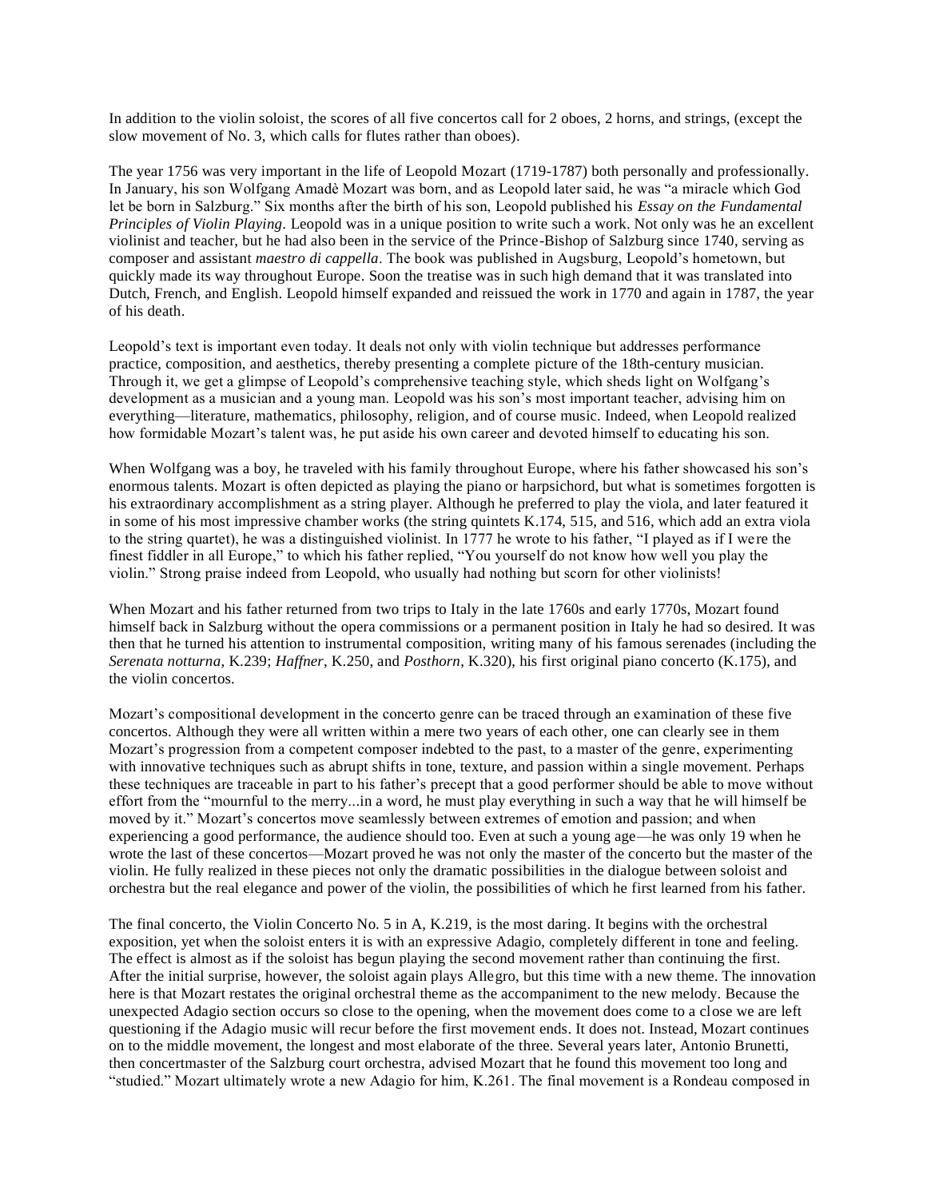In addition to the violin soloist, the scores of all five concertos call for 2 oboes, 2 horns, and strings, (except the slow movement of No. 3, which calls for flutes rather than oboes).

The year 1756 was very important in the life of Leopold Mozart (1719-1787) both personally and professionally. In January, his son Wolfgang Amadè Mozart was born, and as Leopold later said, he was "a miracle which God let be born in Salzburg." Six months after the birth of his son, Leopold published his *Essay on the Fundamental Principles of Violin Playing*. Leopold was in a unique position to write such a work. Not only was he an excellent violinist and teacher, but he had also been in the service of the Prince-Bishop of Salzburg since 1740, serving as composer and assistant *maestro di cappella*. The book was published in Augsburg, Leopold's hometown, but quickly made its way throughout Europe. Soon the treatise was in such high demand that it was translated into Dutch, French, and English. Leopold himself expanded and reissued the work in 1770 and again in 1787, the year of his death.

Leopold's text is important even today. It deals not only with violin technique but addresses performance practice, composition, and aesthetics, thereby presenting a complete picture of the 18th-century musician. Through it, we get a glimpse of Leopold's comprehensive teaching style, which sheds light on Wolfgang's development as a musician and a young man. Leopold was his son's most important teacher, advising him on everything—literature, mathematics, philosophy, religion, and of course music. Indeed, when Leopold realized how formidable Mozart's talent was, he put aside his own career and devoted himself to educating his son.

When Wolfgang was a boy, he traveled with his family throughout Europe, where his father showcased his son's enormous talents. Mozart is often depicted as playing the piano or harpsichord, but what is sometimes forgotten is his extraordinary accomplishment as a string player. Although he preferred to play the viola, and later featured it in some of his most impressive chamber works (the string quintets K.174, 515, and 516, which add an extra viola to the string quartet), he was a distinguished violinist. In 1777 he wrote to his father, "I played as if I were the finest fiddler in all Europe," to which his father replied, "You yourself do not know how well you play the violin." Strong praise indeed from Leopold, who usually had nothing but scorn for other violinists!

When Mozart and his father returned from two trips to Italy in the late 1760s and early 1770s, Mozart found himself back in Salzburg without the opera commissions or a permanent position in Italy he had so desired. It was then that he turned his attention to instrumental composition, writing many of his famous serenades (including the *Serenata notturna*, K.239; *Haffner*, K.250, and *Posthorn*, K.320), his first original piano concerto (K.175), and the violin concertos.

Mozart's compositional development in the concerto genre can be traced through an examination of these five concertos. Although they were all written within a mere two years of each other, one can clearly see in them Mozart's progression from a competent composer indebted to the past, to a master of the genre, experimenting with innovative techniques such as abrupt shifts in tone, texture, and passion within a single movement. Perhaps these techniques are traceable in part to his father's precept that a good performer should be able to move without effort from the "mournful to the merry...in a word, he must play everything in such a way that he will himself be moved by it." Mozart's concertos move seamlessly between extremes of emotion and passion; and when experiencing a good performance, the audience should too. Even at such a young age—he was only 19 when he wrote the last of these concertos—Mozart proved he was not only the master of the concerto but the master of the violin. He fully realized in these pieces not only the dramatic possibilities in the dialogue between soloist and orchestra but the real elegance and power of the violin, the possibilities of which he first learned from his father.

The final concerto, the Violin Concerto No. 5 in A, K.219, is the most daring. It begins with the orchestral exposition, yet when the soloist enters it is with an expressive Adagio, completely different in tone and feeling. The effect is almost as if the soloist has begun playing the second movement rather than continuing the first. After the initial surprise, however, the soloist again plays Allegro, but this time with a new theme. The innovation here is that Mozart restates the original orchestral theme as the accompaniment to the new melody. Because the unexpected Adagio section occurs so close to the opening, when the movement does come to a close we are left questioning if the Adagio music will recur before the first movement ends. It does not. Instead, Mozart continues on to the middle movement, the longest and most elaborate of the three. Several years later, Antonio Brunetti, then concertmaster of the Salzburg court orchestra, advised Mozart that he found this movement too long and "studied." Mozart ultimately wrote a new Adagio for him, K.261. The final movement is a Rondeau composed in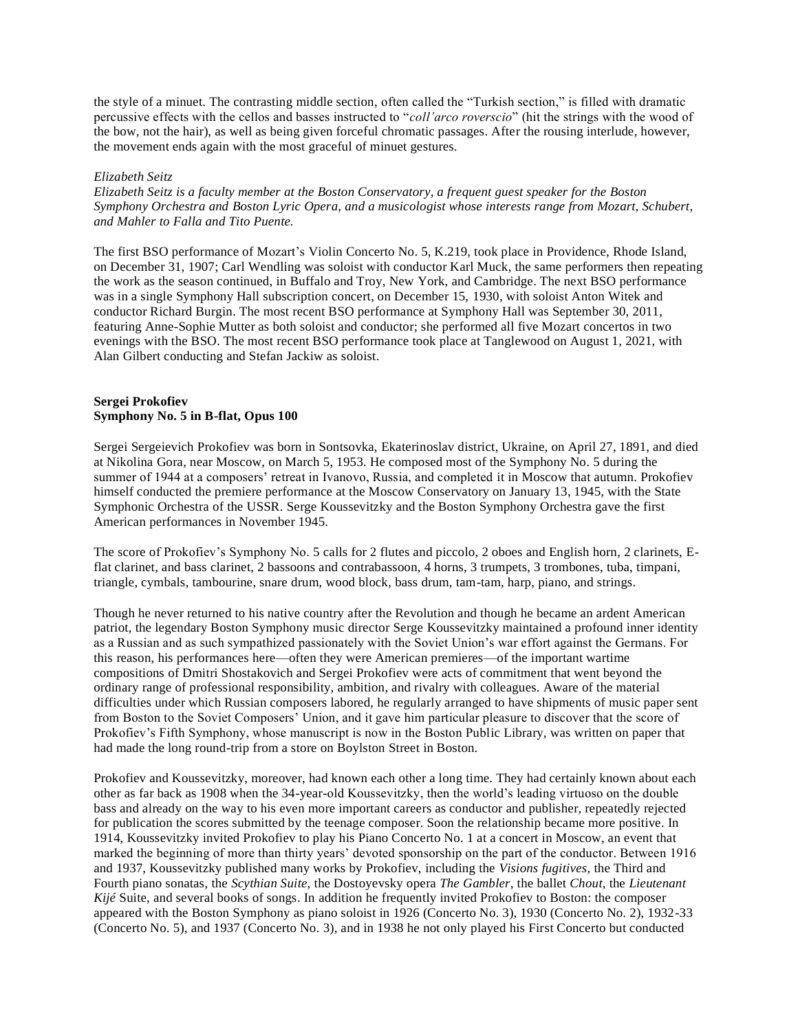the style of a minuet. The contrasting middle section, often called the "Turkish section," is filled with dramatic percussive effects with the cellos and basses instructed to "*coll'arco roverscio*" (hit the strings with the wood of the bow, not the hair), as well as being given forceful chromatic passages. After the rousing interlude, however, the movement ends again with the most graceful of minuet gestures.

*Elizabeth Seitz*
*Elizabeth Seitz is a faculty member at the Boston Conservatory, a frequent guest speaker for the Boston Symphony Orchestra and Boston Lyric Opera, and a musicologist whose interests range from Mozart, Schubert, and Mahler to Falla and Tito Puente.*

The first BSO performance of Mozart's Violin Concerto No. 5, K.219, took place in Providence, Rhode Island, on December 31, 1907; Carl Wendling was soloist with conductor Karl Muck, the same performers then repeating the work as the season continued, in Buffalo and Troy, New York, and Cambridge. The next BSO performance was in a single Symphony Hall subscription concert, on December 15, 1930, with soloist Anton Witek and conductor Richard Burgin. The most recent BSO performance at Symphony Hall was September 30, 2011, featuring Anne-Sophie Mutter as both soloist and conductor; she performed all five Mozart concertos in two evenings with the BSO. The most recent BSO performance took place at Tanglewood on August 1, 2021, with Alan Gilbert conducting and Stefan Jackiw as soloist.

**Sergei Prokofiev**
**Symphony No. 5 in B-flat, Opus 100**

Sergei Sergeievich Prokofiev was born in Sontsovka, Ekaterinoslav district, Ukraine, on April 27, 1891, and died at Nikolina Gora, near Moscow, on March 5, 1953. He composed most of the Symphony No. 5 during the summer of 1944 at a composers' retreat in Ivanovo, Russia, and completed it in Moscow that autumn. Prokofiev himself conducted the premiere performance at the Moscow Conservatory on January 13, 1945, with the State Symphonic Orchestra of the USSR. Serge Koussevitzky and the Boston Symphony Orchestra gave the first American performances in November 1945.

The score of Prokofiev's Symphony No. 5 calls for 2 flutes and piccolo, 2 oboes and English horn, 2 clarinets, E-flat clarinet, and bass clarinet, 2 bassoons and contrabassoon, 4 horns, 3 trumpets, 3 trombones, tuba, timpani, triangle, cymbals, tambourine, snare drum, wood block, bass drum, tam-tam, harp, piano, and strings.

Though he never returned to his native country after the Revolution and though he became an ardent American patriot, the legendary Boston Symphony music director Serge Koussevitzky maintained a profound inner identity as a Russian and as such sympathized passionately with the Soviet Union's war effort against the Germans. For this reason, his performances here—often they were American premieres—of the important wartime compositions of Dmitri Shostakovich and Sergei Prokofiev were acts of commitment that went beyond the ordinary range of professional responsibility, ambition, and rivalry with colleagues. Aware of the material difficulties under which Russian composers labored, he regularly arranged to have shipments of music paper sent from Boston to the Soviet Composers' Union, and it gave him particular pleasure to discover that the score of Prokofiev's Fifth Symphony, whose manuscript is now in the Boston Public Library, was written on paper that had made the long round-trip from a store on Boylston Street in Boston.

Prokofiev and Koussevitzky, moreover, had known each other a long time. They had certainly known about each other as far back as 1908 when the 34-year-old Koussevitzky, then the world's leading virtuoso on the double bass and already on the way to his even more important careers as conductor and publisher, repeatedly rejected for publication the scores submitted by the teenage composer. Soon the relationship became more positive. In 1914, Koussevitzky invited Prokofiev to play his Piano Concerto No. 1 at a concert in Moscow, an event that marked the beginning of more than thirty years' devoted sponsorship on the part of the conductor. Between 1916 and 1937, Koussevitzky published many works by Prokofiev, including the *Visions fugitives*, the Third and Fourth piano sonatas, the *Scythian Suite*, the Dostoyevsky opera *The Gambler*, the ballet *Chout*, the *Lieutenant Kijé* Suite, and several books of songs. In addition he frequently invited Prokofiev to Boston: the composer appeared with the Boston Symphony as piano soloist in 1926 (Concerto No. 3), 1930 (Concerto No. 2), 1932-33 (Concerto No. 5), and 1937 (Concerto No. 3), and in 1938 he not only played his First Concerto but conducted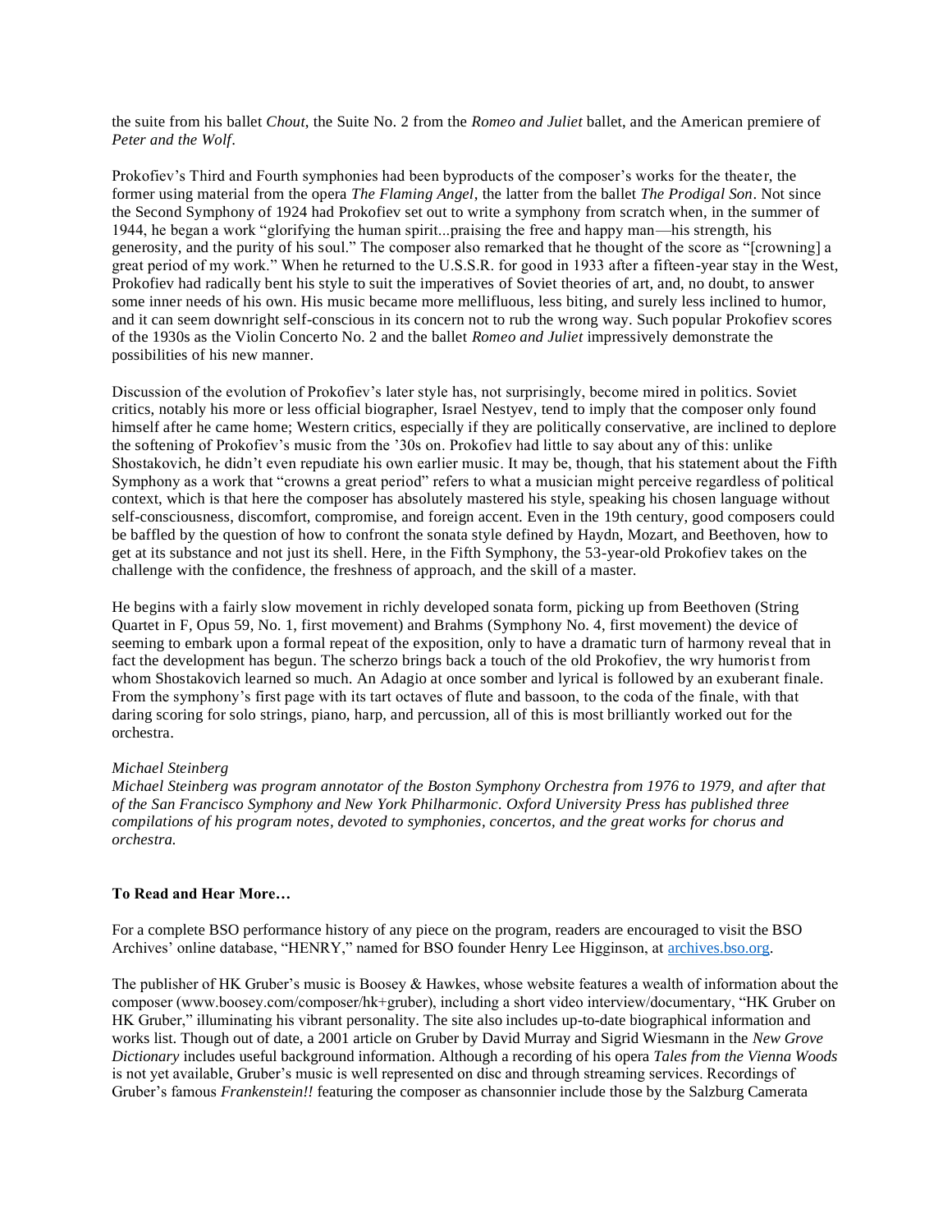the suite from his ballet *Chout*, the Suite No. 2 from the *Romeo and Juliet* ballet, and the American premiere of *Peter and the Wolf*.

Prokofiev's Third and Fourth symphonies had been byproducts of the composer's works for the theater, the former using material from the opera *The Flaming Angel*, the latter from the ballet *The Prodigal Son*. Not since the Second Symphony of 1924 had Prokofiev set out to write a symphony from scratch when, in the summer of 1944, he began a work "glorifying the human spirit...praising the free and happy man—his strength, his generosity, and the purity of his soul." The composer also remarked that he thought of the score as "[crowning] a great period of my work." When he returned to the U.S.S.R. for good in 1933 after a fifteen-year stay in the West, Prokofiev had radically bent his style to suit the imperatives of Soviet theories of art, and, no doubt, to answer some inner needs of his own. His music became more mellifluous, less biting, and surely less inclined to humor, and it can seem downright self-conscious in its concern not to rub the wrong way. Such popular Prokofiev scores of the 1930s as the Violin Concerto No. 2 and the ballet *Romeo and Juliet* impressively demonstrate the possibilities of his new manner.

Discussion of the evolution of Prokofiev's later style has, not surprisingly, become mired in politics. Soviet critics, notably his more or less official biographer, Israel Nestyev, tend to imply that the composer only found himself after he came home; Western critics, especially if they are politically conservative, are inclined to deplore the softening of Prokofiev's music from the '30s on. Prokofiev had little to say about any of this: unlike Shostakovich, he didn't even repudiate his own earlier music. It may be, though, that his statement about the Fifth Symphony as a work that "crowns a great period" refers to what a musician might perceive regardless of political context, which is that here the composer has absolutely mastered his style, speaking his chosen language without self-consciousness, discomfort, compromise, and foreign accent. Even in the 19th century, good composers could be baffled by the question of how to confront the sonata style defined by Haydn, Mozart, and Beethoven, how to get at its substance and not just its shell. Here, in the Fifth Symphony, the 53-year-old Prokofiev takes on the challenge with the confidence, the freshness of approach, and the skill of a master.

He begins with a fairly slow movement in richly developed sonata form, picking up from Beethoven (String Quartet in F, Opus 59, No. 1, first movement) and Brahms (Symphony No. 4, first movement) the device of seeming to embark upon a formal repeat of the exposition, only to have a dramatic turn of harmony reveal that in fact the development has begun. The scherzo brings back a touch of the old Prokofiev, the wry humorist from whom Shostakovich learned so much. An Adagio at once somber and lyrical is followed by an exuberant finale. From the symphony's first page with its tart octaves of flute and bassoon, to the coda of the finale, with that daring scoring for solo strings, piano, harp, and percussion, all of this is most brilliantly worked out for the orchestra.

*Michael Steinberg*

*Michael Steinberg was program annotator of the Boston Symphony Orchestra from 1976 to 1979, and after that of the San Francisco Symphony and New York Philharmonic. Oxford University Press has published three compilations of his program notes, devoted to symphonies, concertos, and the great works for chorus and orchestra.*

**To Read and Hear More…**

For a complete BSO performance history of any piece on the program, readers are encouraged to visit the BSO Archives' online database, "HENRY," named for BSO founder Henry Lee Higginson, at [archives.bso.org](archives.bso.org).

The publisher of HK Gruber's music is Boosey & Hawkes, whose website features a wealth of information about the composer (www.boosey.com/composer/hk+gruber), including a short video interview/documentary, "HK Gruber on HK Gruber," illuminating his vibrant personality. The site also includes up-to-date biographical information and works list. Though out of date, a 2001 article on Gruber by David Murray and Sigrid Wiesmann in the *New Grove Dictionary* includes useful background information. Although a recording of his opera *Tales from the Vienna Woods* is not yet available, Gruber's music is well represented on disc and through streaming services. Recordings of Gruber's famous *Frankenstein!!* featuring the composer as chansonnier include those by the Salzburg Camerata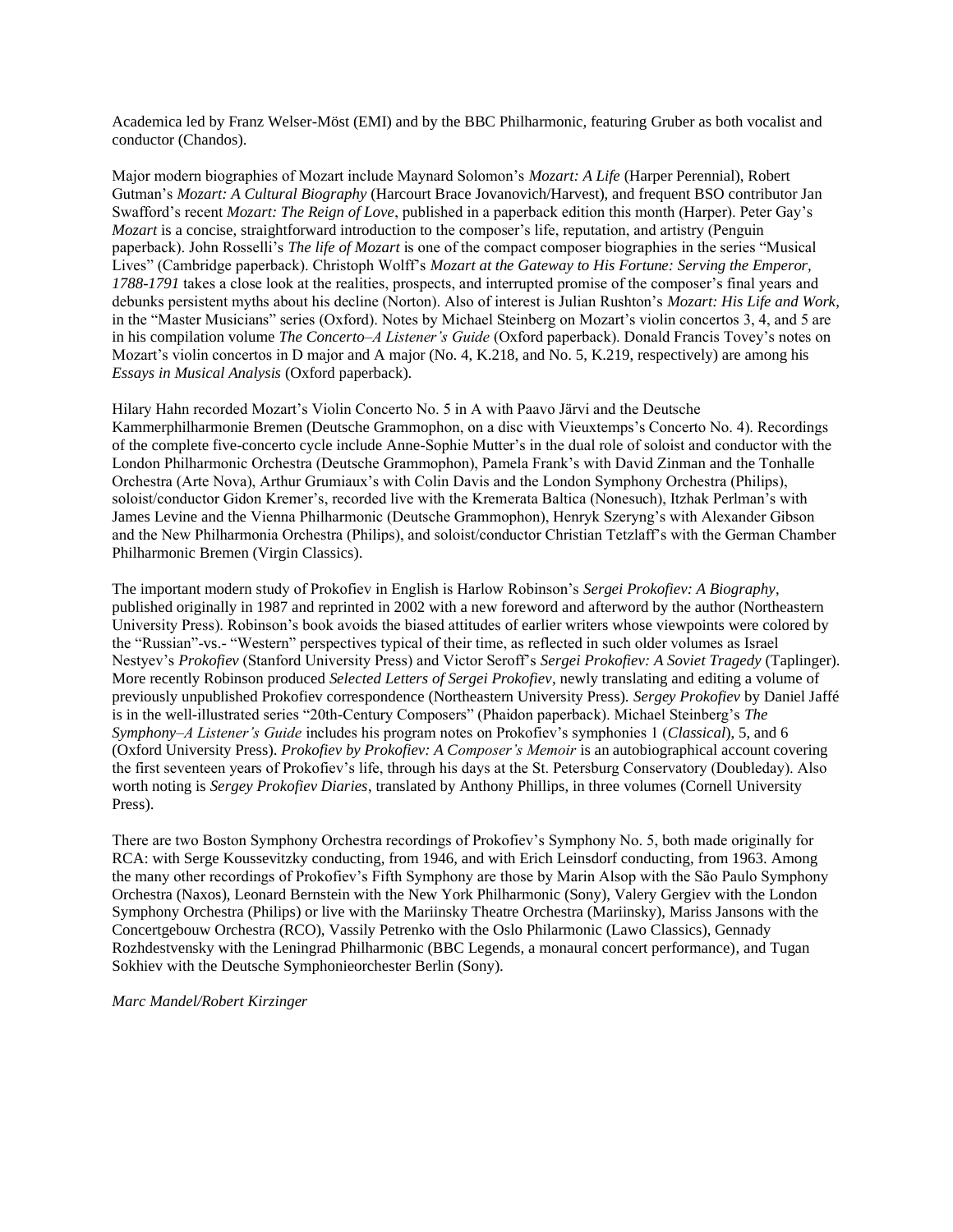Academica led by Franz Welser-Möst (EMI) and by the BBC Philharmonic, featuring Gruber as both vocalist and conductor (Chandos).

Major modern biographies of Mozart include Maynard Solomon's *Mozart: A Life* (Harper Perennial), Robert Gutman's *Mozart: A Cultural Biography* (Harcourt Brace Jovanovich/Harvest), and frequent BSO contributor Jan Swafford's recent *Mozart: The Reign of Love*, published in a paperback edition this month (Harper). Peter Gay's *Mozart* is a concise, straightforward introduction to the composer's life, reputation, and artistry (Penguin paperback). John Rosselli's *The life of Mozart* is one of the compact composer biographies in the series "Musical Lives" (Cambridge paperback). Christoph Wolff's *Mozart at the Gateway to His Fortune: Serving the Emperor, 1788-1791* takes a close look at the realities, prospects, and interrupted promise of the composer's final years and debunks persistent myths about his decline (Norton). Also of interest is Julian Rushton's *Mozart: His Life and Work*, in the "Master Musicians" series (Oxford). Notes by Michael Steinberg on Mozart's violin concertos 3, 4, and 5 are in his compilation volume *The Concerto–A Listener's Guide* (Oxford paperback). Donald Francis Tovey's notes on Mozart's violin concertos in D major and A major (No. 4, K.218, and No. 5, K.219, respectively) are among his *Essays in Musical Analysis* (Oxford paperback).

Hilary Hahn recorded Mozart's Violin Concerto No. 5 in A with Paavo Järvi and the Deutsche Kammerphilharmonie Bremen (Deutsche Grammophon, on a disc with Vieuxtemps's Concerto No. 4). Recordings of the complete five-concerto cycle include Anne-Sophie Mutter's in the dual role of soloist and conductor with the London Philharmonic Orchestra (Deutsche Grammophon), Pamela Frank's with David Zinman and the Tonhalle Orchestra (Arte Nova), Arthur Grumiaux's with Colin Davis and the London Symphony Orchestra (Philips), soloist/conductor Gidon Kremer's, recorded live with the Kremerata Baltica (Nonesuch), Itzhak Perlman's with James Levine and the Vienna Philharmonic (Deutsche Grammophon), Henryk Szeryng's with Alexander Gibson and the New Philharmonia Orchestra (Philips), and soloist/conductor Christian Tetzlaff's with the German Chamber Philharmonic Bremen (Virgin Classics).

The important modern study of Prokofiev in English is Harlow Robinson's *Sergei Prokofiev: A Biography*, published originally in 1987 and reprinted in 2002 with a new foreword and afterword by the author (Northeastern University Press). Robinson's book avoids the biased attitudes of earlier writers whose viewpoints were colored by the "Russian"-vs.- "Western" perspectives typical of their time, as reflected in such older volumes as Israel Nestyev's *Prokofiev* (Stanford University Press) and Victor Seroff's *Sergei Prokofiev: A Soviet Tragedy* (Taplinger). More recently Robinson produced *Selected Letters of Sergei Prokofiev*, newly translating and editing a volume of previously unpublished Prokofiev correspondence (Northeastern University Press). *Sergey Prokofiev* by Daniel Jaffé is in the well-illustrated series "20th-Century Composers" (Phaidon paperback). Michael Steinberg's *The Symphony–A Listener's Guide* includes his program notes on Prokofiev's symphonies 1 (*Classical*), 5, and 6 (Oxford University Press). *Prokofiev by Prokofiev: A Composer's Memoir* is an autobiographical account covering the first seventeen years of Prokofiev's life, through his days at the St. Petersburg Conservatory (Doubleday). Also worth noting is *Sergey Prokofiev Diaries*, translated by Anthony Phillips, in three volumes (Cornell University Press).

There are two Boston Symphony Orchestra recordings of Prokofiev's Symphony No. 5, both made originally for RCA: with Serge Koussevitzky conducting, from 1946, and with Erich Leinsdorf conducting, from 1963. Among the many other recordings of Prokofiev's Fifth Symphony are those by Marin Alsop with the São Paulo Symphony Orchestra (Naxos), Leonard Bernstein with the New York Philharmonic (Sony), Valery Gergiev with the London Symphony Orchestra (Philips) or live with the Mariinsky Theatre Orchestra (Mariinsky), Mariss Jansons with the Concertgebouw Orchestra (RCO), Vassily Petrenko with the Oslo Philarmonic (Lawo Classics), Gennady Rozhdestvensky with the Leningrad Philharmonic (BBC Legends, a monaural concert performance), and Tugan Sokhiev with the Deutsche Symphonieorchester Berlin (Sony).

*Marc Mandel/Robert Kirzinger*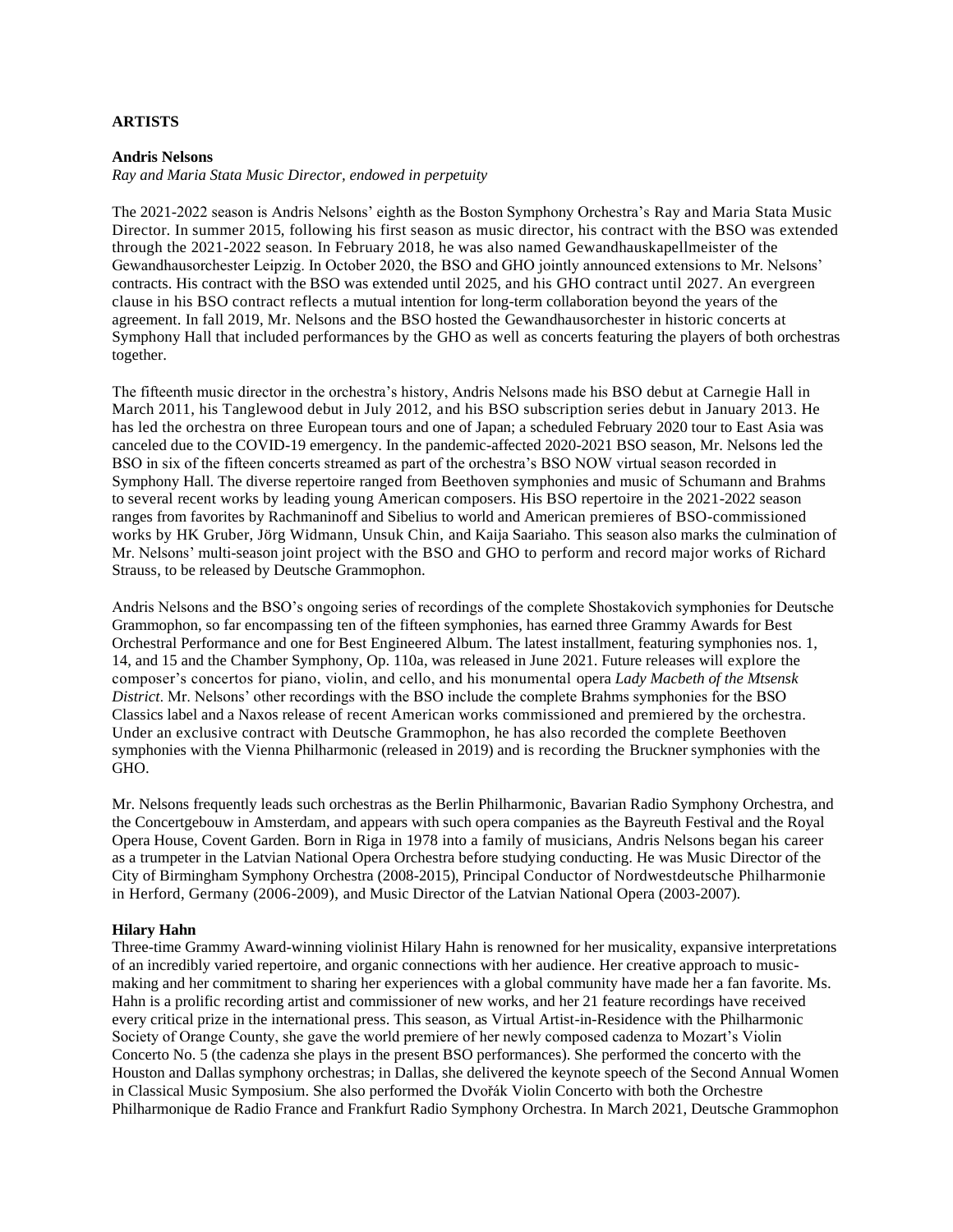**ARTISTS**

**Andris Nelsons**

*Ray and Maria Stata Music Director, endowed in perpetuity*

The 2021-2022 season is Andris Nelsons' eighth as the Boston Symphony Orchestra's Ray and Maria Stata Music Director. In summer 2015, following his first season as music director, his contract with the BSO was extended through the 2021-2022 season. In February 2018, he was also named Gewandhauskapellmeister of the Gewandhausorchester Leipzig. In October 2020, the BSO and GHO jointly announced extensions to Mr. Nelsons' contracts. His contract with the BSO was extended until 2025, and his GHO contract until 2027. An evergreen clause in his BSO contract reflects a mutual intention for long-term collaboration beyond the years of the agreement. In fall 2019, Mr. Nelsons and the BSO hosted the Gewandhausorchester in historic concerts at Symphony Hall that included performances by the GHO as well as concerts featuring the players of both orchestras together.

The fifteenth music director in the orchestra's history, Andris Nelsons made his BSO debut at Carnegie Hall in March 2011, his Tanglewood debut in July 2012, and his BSO subscription series debut in January 2013. He has led the orchestra on three European tours and one of Japan; a scheduled February 2020 tour to East Asia was canceled due to the COVID-19 emergency. In the pandemic-affected 2020-2021 BSO season, Mr. Nelsons led the BSO in six of the fifteen concerts streamed as part of the orchestra's BSO NOW virtual season recorded in Symphony Hall. The diverse repertoire ranged from Beethoven symphonies and music of Schumann and Brahms to several recent works by leading young American composers. His BSO repertoire in the 2021-2022 season ranges from favorites by Rachmaninoff and Sibelius to world and American premieres of BSO-commissioned works by HK Gruber, Jörg Widmann, Unsuk Chin, and Kaija Saariaho. This season also marks the culmination of Mr. Nelsons' multi-season joint project with the BSO and GHO to perform and record major works of Richard Strauss, to be released by Deutsche Grammophon.

Andris Nelsons and the BSO's ongoing series of recordings of the complete Shostakovich symphonies for Deutsche Grammophon, so far encompassing ten of the fifteen symphonies, has earned three Grammy Awards for Best Orchestral Performance and one for Best Engineered Album. The latest installment, featuring symphonies nos. 1, 14, and 15 and the Chamber Symphony, Op. 110a, was released in June 2021. Future releases will explore the composer's concertos for piano, violin, and cello, and his monumental opera *Lady Macbeth of the Mtsensk District*. Mr. Nelsons' other recordings with the BSO include the complete Brahms symphonies for the BSO Classics label and a Naxos release of recent American works commissioned and premiered by the orchestra. Under an exclusive contract with Deutsche Grammophon, he has also recorded the complete Beethoven symphonies with the Vienna Philharmonic (released in 2019) and is recording the Bruckner symphonies with the GHO.

Mr. Nelsons frequently leads such orchestras as the Berlin Philharmonic, Bavarian Radio Symphony Orchestra, and the Concertgebouw in Amsterdam, and appears with such opera companies as the Bayreuth Festival and the Royal Opera House, Covent Garden. Born in Riga in 1978 into a family of musicians, Andris Nelsons began his career as a trumpeter in the Latvian National Opera Orchestra before studying conducting. He was Music Director of the City of Birmingham Symphony Orchestra (2008-2015), Principal Conductor of Nordwestdeutsche Philharmonie in Herford, Germany (2006-2009), and Music Director of the Latvian National Opera (2003-2007).

**Hilary Hahn**

Three-time Grammy Award-winning violinist Hilary Hahn is renowned for her musicality, expansive interpretations of an incredibly varied repertoire, and organic connections with her audience. Her creative approach to music-making and her commitment to sharing her experiences with a global community have made her a fan favorite. Ms. Hahn is a prolific recording artist and commissioner of new works, and her 21 feature recordings have received every critical prize in the international press. This season, as Virtual Artist-in-Residence with the Philharmonic Society of Orange County, she gave the world premiere of her newly composed cadenza to Mozart's Violin Concerto No. 5 (the cadenza she plays in the present BSO performances). She performed the concerto with the Houston and Dallas symphony orchestras; in Dallas, she delivered the keynote speech of the Second Annual Women in Classical Music Symposium. She also performed the Dvořák Violin Concerto with both the Orchestre Philharmonique de Radio France and Frankfurt Radio Symphony Orchestra. In March 2021, Deutsche Grammophon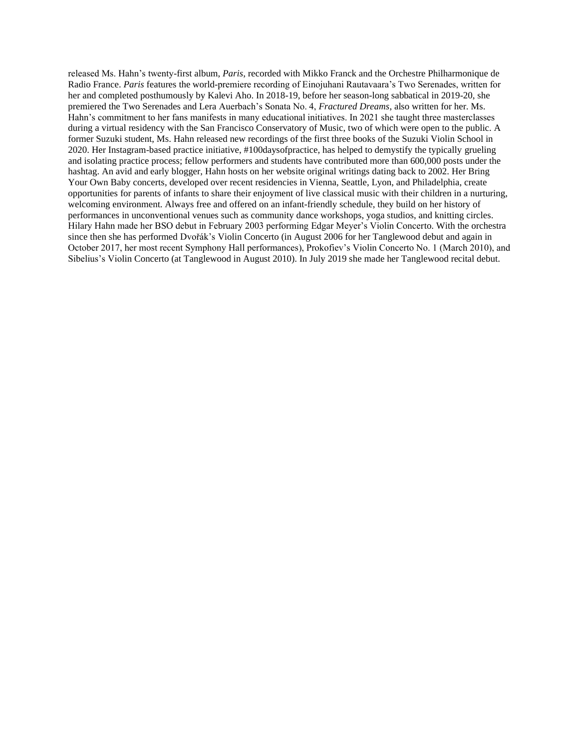released Ms. Hahn's twenty-first album, *Paris*, recorded with Mikko Franck and the Orchestre Philharmonique de Radio France. *Paris* features the world-premiere recording of Einojuhani Rautavaara's Two Serenades, written for her and completed posthumously by Kalevi Aho. In 2018-19, before her season-long sabbatical in 2019-20, she premiered the Two Serenades and Lera Auerbach's Sonata No. 4, *Fractured Dreams*, also written for her. Ms. Hahn's commitment to her fans manifests in many educational initiatives. In 2021 she taught three masterclasses during a virtual residency with the San Francisco Conservatory of Music, two of which were open to the public. A former Suzuki student, Ms. Hahn released new recordings of the first three books of the Suzuki Violin School in 2020. Her Instagram-based practice initiative, #100daysofpractice, has helped to demystify the typically grueling and isolating practice process; fellow performers and students have contributed more than 600,000 posts under the hashtag. An avid and early blogger, Hahn hosts on her website original writings dating back to 2002. Her Bring Your Own Baby concerts, developed over recent residencies in Vienna, Seattle, Lyon, and Philadelphia, create opportunities for parents of infants to share their enjoyment of live classical music with their children in a nurturing, welcoming environment. Always free and offered on an infant-friendly schedule, they build on her history of performances in unconventional venues such as community dance workshops, yoga studios, and knitting circles. Hilary Hahn made her BSO debut in February 2003 performing Edgar Meyer's Violin Concerto. With the orchestra since then she has performed Dvořák's Violin Concerto (in August 2006 for her Tanglewood debut and again in October 2017, her most recent Symphony Hall performances), Prokofiev's Violin Concerto No. 1 (March 2010), and Sibelius's Violin Concerto (at Tanglewood in August 2010). In July 2019 she made her Tanglewood recital debut.